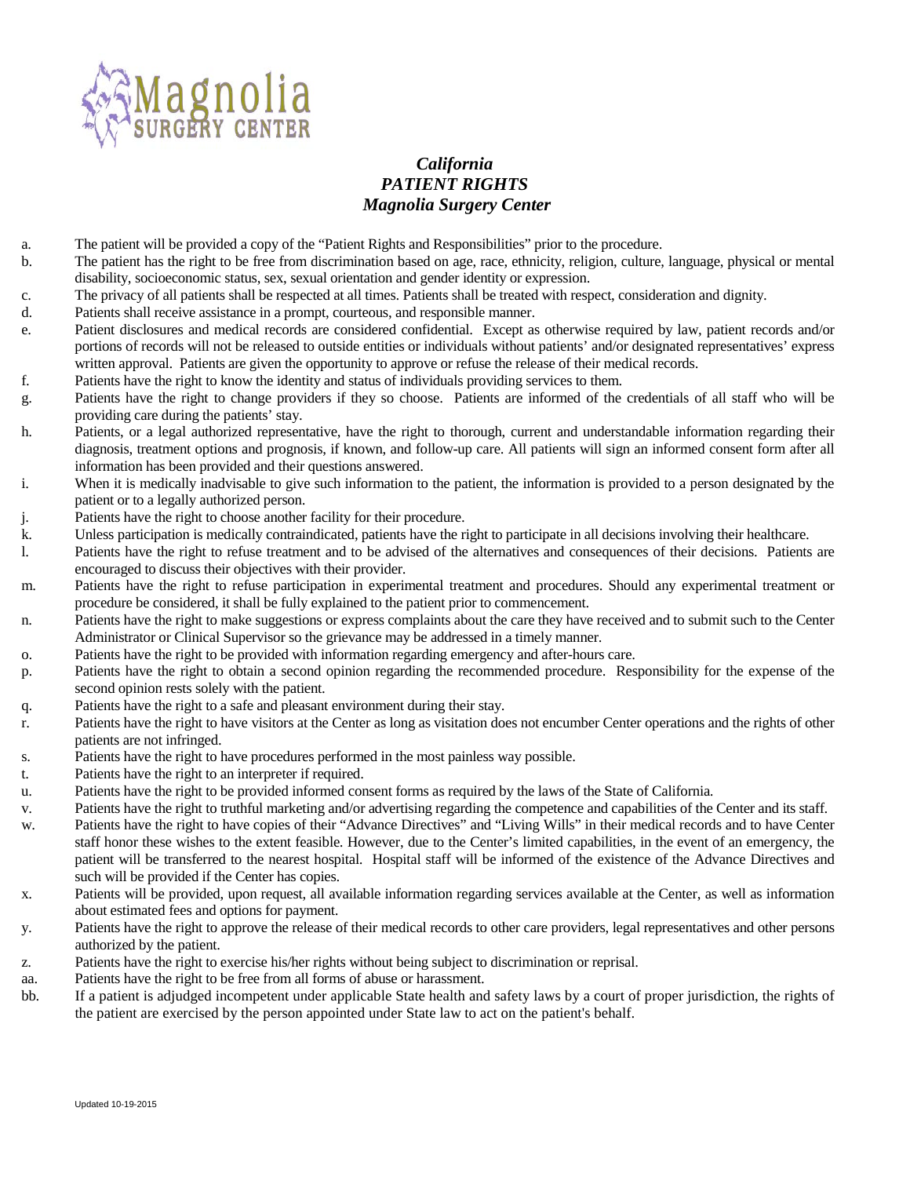Magnolia SURGERY CENTER

# *California*
# *PATIENT RIGHTS*
# *Magnolia Surgery Center*

a. The patient will be provided a copy of the "Patient Rights and Responsibilities" prior to the procedure.

b. The patient has the right to be free from discrimination based on age, race, ethnicity, religion, culture, language, physical or mental disability, socioeconomic status, sex, sexual orientation and gender identity or expression.

c. The privacy of all patients shall be respected at all times. Patients shall be treated with respect, consideration and dignity.

d. Patients shall receive assistance in a prompt, courteous, and responsible manner.

e. Patient disclosures and medical records are considered confidential. Except as otherwise required by law, patient records and/or portions of records will not be released to outside entities or individuals without patients' and/or designated representatives' express written approval. Patients are given the opportunity to approve or refuse the release of their medical records.

f. Patients have the right to know the identity and status of individuals providing services to them.

g. Patients have the right to change providers if they so choose. Patients are informed of the credentials of all staff who will be providing care during the patients' stay.

h. Patients, or a legal authorized representative, have the right to thorough, current and understandable information regarding their diagnosis, treatment options and prognosis, if known, and follow-up care. All patients will sign an informed consent form after all information has been provided and their questions answered.

i. When it is medically inadvisable to give such information to the patient, the information is provided to a person designated by the patient or to a legally authorized person.

j. Patients have the right to choose another facility for their procedure.

k. Unless participation is medically contraindicated, patients have the right to participate in all decisions involving their healthcare.

l. Patients have the right to refuse treatment and to be advised of the alternatives and consequences of their decisions. Patients are encouraged to discuss their objectives with their provider.

m. Patients have the right to refuse participation in experimental treatment and procedures. Should any experimental treatment or procedure be considered, it shall be fully explained to the patient prior to commencement.

n. Patients have the right to make suggestions or express complaints about the care they have received and to submit such to the Center Administrator or Clinical Supervisor so the grievance may be addressed in a timely manner.

o. Patients have the right to be provided with information regarding emergency and after-hours care.

p. Patients have the right to obtain a second opinion regarding the recommended procedure. Responsibility for the expense of the second opinion rests solely with the patient.

q. Patients have the right to a safe and pleasant environment during their stay.

r. Patients have the right to have visitors at the Center as long as visitation does not encumber Center operations and the rights of other patients are not infringed.

s. Patients have the right to have procedures performed in the most painless way possible.

t. Patients have the right to an interpreter if required.

u. Patients have the right to be provided informed consent forms as required by the laws of the State of California.

v. Patients have the right to truthful marketing and/or advertising regarding the competence and capabilities of the Center and its staff.

w. Patients have the right to have copies of their "Advance Directives" and "Living Wills" in their medical records and to have Center staff honor these wishes to the extent feasible. However, due to the Center's limited capabilities, in the event of an emergency, the patient will be transferred to the nearest hospital. Hospital staff will be informed of the existence of the Advance Directives and such will be provided if the Center has copies.

x. Patients will be provided, upon request, all available information regarding services available at the Center, as well as information about estimated fees and options for payment.

y. Patients have the right to approve the release of their medical records to other care providers, legal representatives and other persons authorized by the patient.

z. Patients have the right to exercise his/her rights without being subject to discrimination or reprisal.

aa. Patients have the right to be free from all forms of abuse or harassment.

bb. If a patient is adjudged incompetent under applicable State health and safety laws by a court of proper jurisdiction, the rights of the patient are exercised by the person appointed under State law to act on the patient's behalf.

Updated 10-19-2015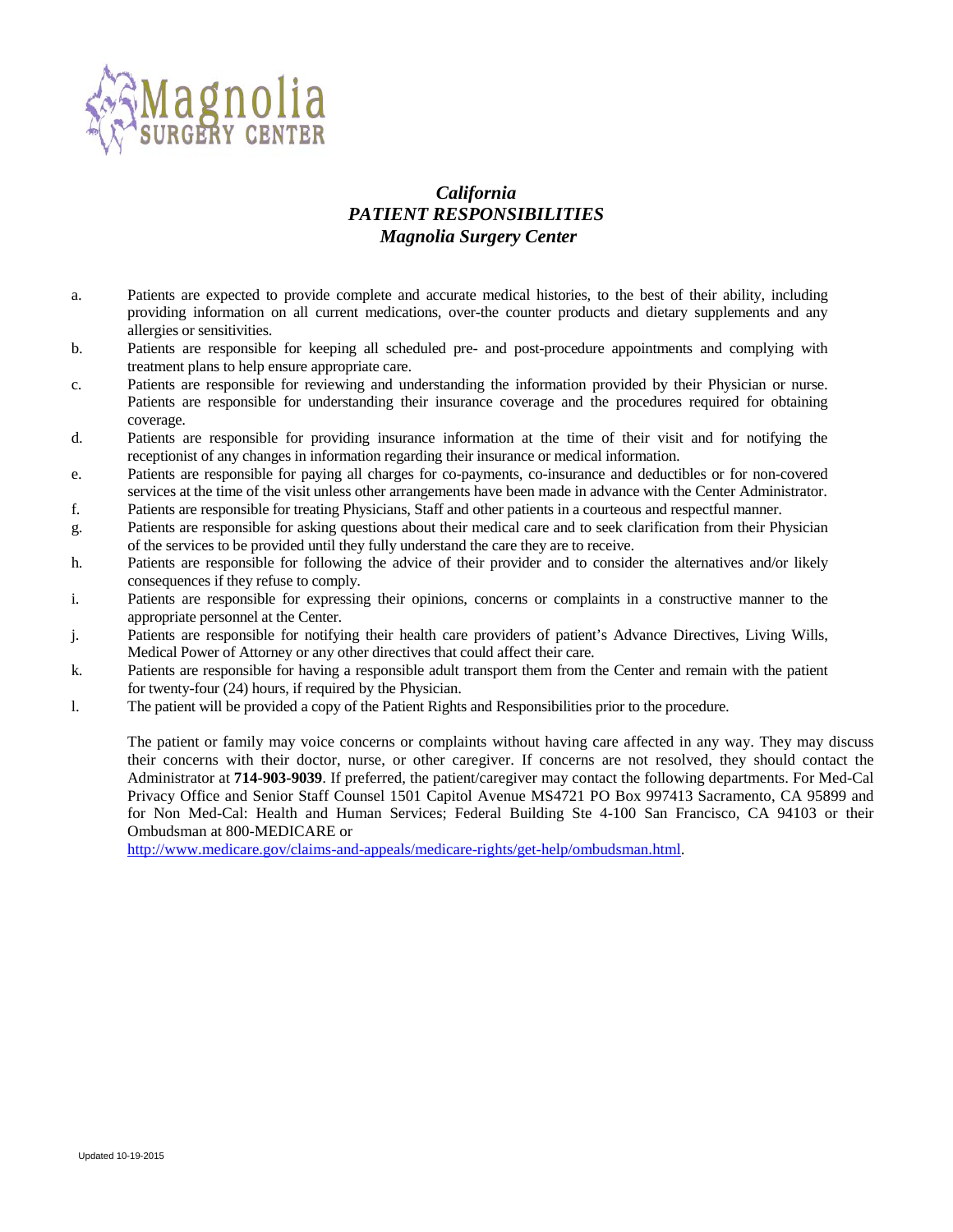Magnolia SURGERY CENTER

***California***
***PATIENT RESPONSIBILITIES***
***Magnolia Surgery Center***

a. Patients are expected to provide complete and accurate medical histories, to the best of their ability, including providing information on all current medications, over-the counter products and dietary supplements and any allergies or sensitivities.

b. Patients are responsible for keeping all scheduled pre- and post-procedure appointments and complying with treatment plans to help ensure appropriate care.

c. Patients are responsible for reviewing and understanding the information provided by their Physician or nurse. Patients are responsible for understanding their insurance coverage and the procedures required for obtaining coverage.

d. Patients are responsible for providing insurance information at the time of their visit and for notifying the receptionist of any changes in information regarding their insurance or medical information.

e. Patients are responsible for paying all charges for co-payments, co-insurance and deductibles or for non-covered services at the time of the visit unless other arrangements have been made in advance with the Center Administrator.

f. Patients are responsible for treating Physicians, Staff and other patients in a courteous and respectful manner.

g. Patients are responsible for asking questions about their medical care and to seek clarification from their Physician of the services to be provided until they fully understand the care they are to receive.

h. Patients are responsible for following the advice of their provider and to consider the alternatives and/or likely consequences if they refuse to comply.

i. Patients are responsible for expressing their opinions, concerns or complaints in a constructive manner to the appropriate personnel at the Center.

j. Patients are responsible for notifying their health care providers of patient's Advance Directives, Living Wills, Medical Power of Attorney or any other directives that could affect their care.

k. Patients are responsible for having a responsible adult transport them from the Center and remain with the patient for twenty-four (24) hours, if required by the Physician.

l. The patient will be provided a copy of the Patient Rights and Responsibilities prior to the procedure.

The patient or family may voice concerns or complaints without having care affected in any way. They may discuss their concerns with their doctor, nurse, or other caregiver. If concerns are not resolved, they should contact the Administrator at **714-903-9039**. If preferred, the patient/caregiver may contact the following departments. For Med-Cal Privacy Office and Senior Staff Counsel 1501 Capitol Avenue MS4721 PO Box 997413 Sacramento, CA 95899 and for Non Med-Cal: Health and Human Services; Federal Building Ste 4-100 San Francisco, CA 94103 or their Ombudsman at 800-MEDICARE or http://www.medicare.gov/claims-and-appeals/medicare-rights/get-help/ombudsman.html.

Updated 10-19-2015